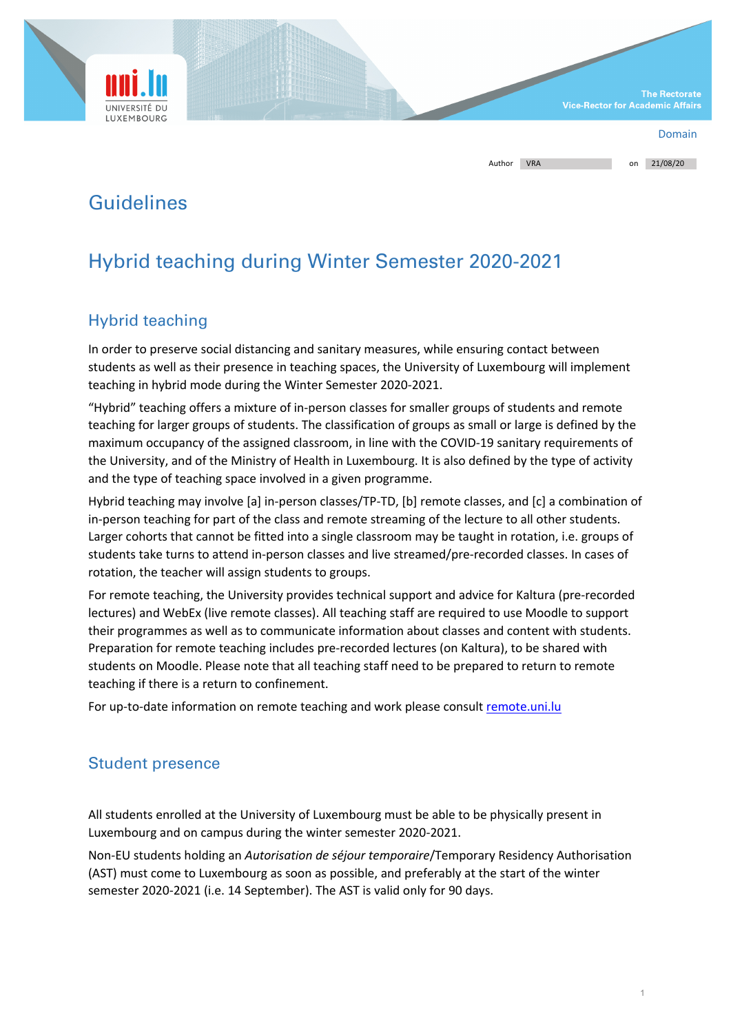The Rectorate
Vice-Rector for Academic Affairs

Domain

Author VRA on 21/08/20

# Guidelines

# Hybrid teaching during Winter Semester 2020-2021

## Hybrid teaching

In order to preserve social distancing and sanitary measures, while ensuring contact between students as well as their presence in teaching spaces, the University of Luxembourg will implement teaching in hybrid mode during the Winter Semester 2020-2021.

"Hybrid" teaching offers a mixture of in-person classes for smaller groups of students and remote teaching for larger groups of students. The classification of groups as small or large is defined by the maximum occupancy of the assigned classroom, in line with the COVID-19 sanitary requirements of the University, and of the Ministry of Health in Luxembourg. It is also defined by the type of activity and the type of teaching space involved in a given programme.

Hybrid teaching may involve [a] in-person classes/TP-TD, [b] remote classes, and [c] a combination of in-person teaching for part of the class and remote streaming of the lecture to all other students. Larger cohorts that cannot be fitted into a single classroom may be taught in rotation, i.e. groups of students take turns to attend in-person classes and live streamed/pre-recorded classes. In cases of rotation, the teacher will assign students to groups.

For remote teaching, the University provides technical support and advice for Kaltura (pre-recorded lectures) and WebEx (live remote classes). All teaching staff are required to use Moodle to support their programmes as well as to communicate information about classes and content with students. Preparation for remote teaching includes pre-recorded lectures (on Kaltura), to be shared with students on Moodle. Please note that all teaching staff need to be prepared to return to remote teaching if there is a return to confinement.

For up-to-date information on remote teaching and work please consult [remote.uni.lu](remote.uni.lu)

## Student presence

All students enrolled at the University of Luxembourg must be able to be physically present in Luxembourg and on campus during the winter semester 2020-2021.

Non-EU students holding an *Autorisation de séjour temporaire*/Temporary Residency Authorisation (AST) must come to Luxembourg as soon as possible, and preferably at the start of the winter semester 2020-2021 (i.e. 14 September). The AST is valid only for 90 days.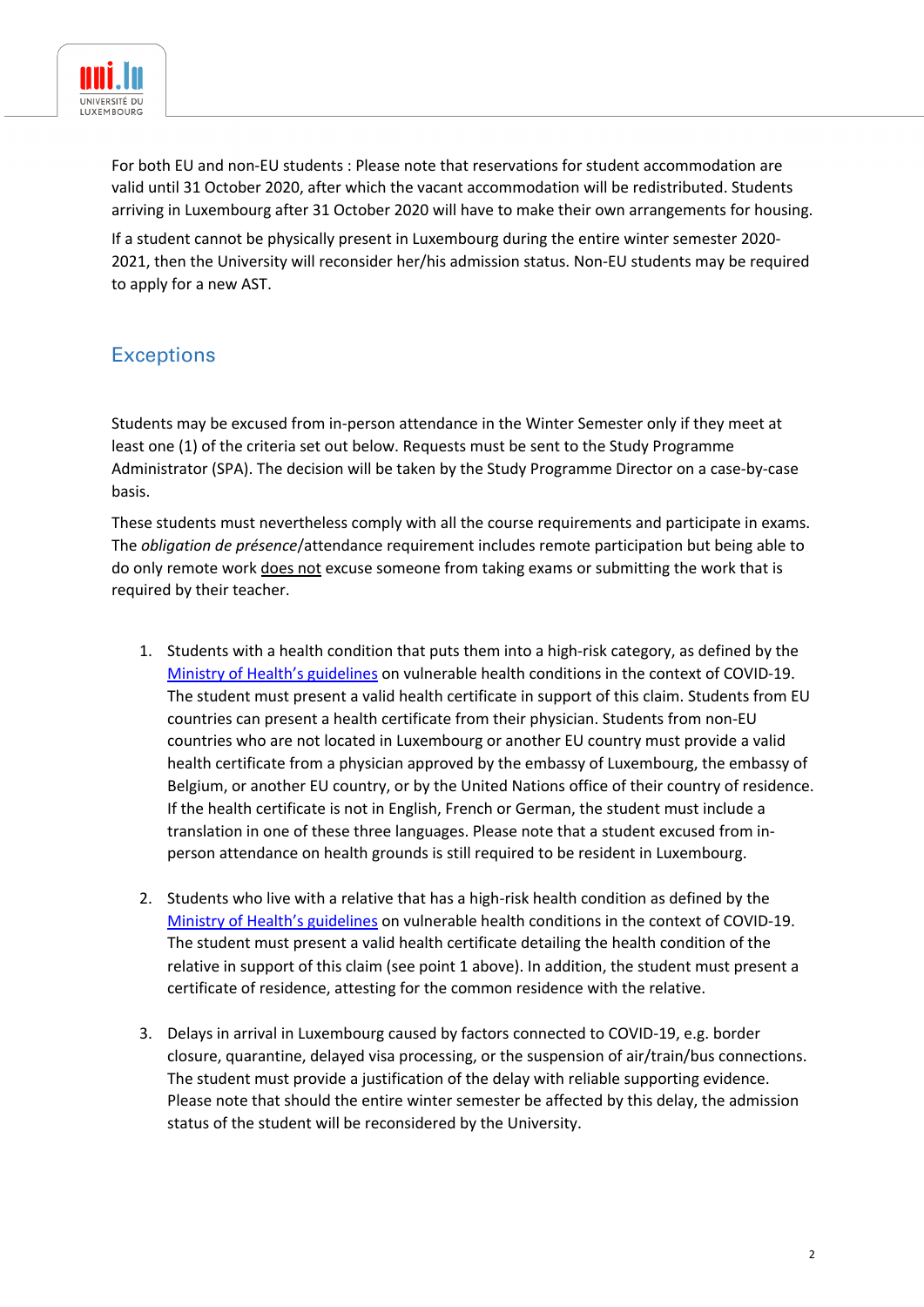For both EU and non-EU students : Please note that reservations for student accommodation are valid until 31 October 2020, after which the vacant accommodation will be redistributed. Students arriving in Luxembourg after 31 October 2020 will have to make their own arrangements for housing.

If a student cannot be physically present in Luxembourg during the entire winter semester 2020-2021, then the University will reconsider her/his admission status. Non-EU students may be required to apply for a new AST.

## Exceptions

Students may be excused from in-person attendance in the Winter Semester only if they meet at least one (1) of the criteria set out below. Requests must be sent to the Study Programme Administrator (SPA). The decision will be taken by the Study Programme Director on a case-by-case basis.

These students must nevertheless comply with all the course requirements and participate in exams. The *obligation de présence*/attendance requirement includes remote participation but being able to do only remote work does not excuse someone from taking exams or submitting the work that is required by their teacher.

1. Students with a health condition that puts them into a high-risk category, as defined by the Ministry of Health's guidelines on vulnerable health conditions in the context of COVID-19. The student must present a valid health certificate in support of this claim. Students from EU countries can present a health certificate from their physician. Students from non-EU countries who are not located in Luxembourg or another EU country must provide a valid health certificate from a physician approved by the embassy of Luxembourg, the embassy of Belgium, or another EU country, or by the United Nations office of their country of residence. If the health certificate is not in English, French or German, the student must include a translation in one of these three languages. Please note that a student excused from in-person attendance on health grounds is still required to be resident in Luxembourg.

2. Students who live with a relative that has a high-risk health condition as defined by the Ministry of Health's guidelines on vulnerable health conditions in the context of COVID-19. The student must present a valid health certificate detailing the health condition of the relative in support of this claim (see point 1 above). In addition, the student must present a certificate of residence, attesting for the common residence with the relative.

3. Delays in arrival in Luxembourg caused by factors connected to COVID-19, e.g. border closure, quarantine, delayed visa processing, or the suspension of air/train/bus connections. The student must provide a justification of the delay with reliable supporting evidence. Please note that should the entire winter semester be affected by this delay, the admission status of the student will be reconsidered by the University.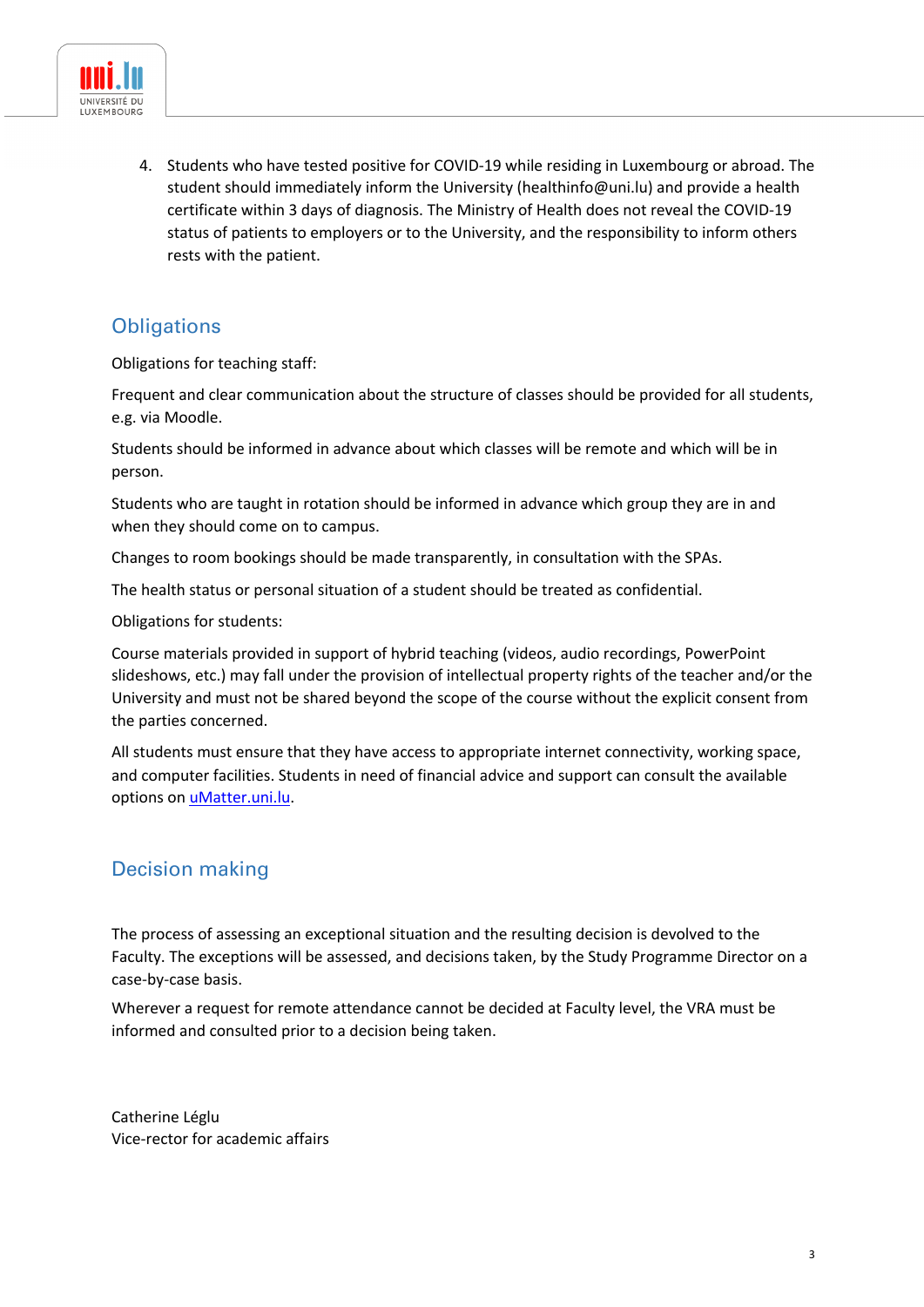4. Students who have tested positive for COVID-19 while residing in Luxembourg or abroad. The student should immediately inform the University (healthinfo@uni.lu) and provide a health certificate within 3 days of diagnosis. The Ministry of Health does not reveal the COVID-19 status of patients to employers or to the University, and the responsibility to inform others rests with the patient.

## Obligations

Obligations for teaching staff:

Frequent and clear communication about the structure of classes should be provided for all students, e.g. via Moodle.

Students should be informed in advance about which classes will be remote and which will be in person.

Students who are taught in rotation should be informed in advance which group they are in and when they should come on to campus.

Changes to room bookings should be made transparently, in consultation with the SPAs.

The health status or personal situation of a student should be treated as confidential.

Obligations for students:

Course materials provided in support of hybrid teaching (videos, audio recordings, PowerPoint slideshows, etc.) may fall under the provision of intellectual property rights of the teacher and/or the University and must not be shared beyond the scope of the course without the explicit consent from the parties concerned.

All students must ensure that they have access to appropriate internet connectivity, working space, and computer facilities. Students in need of financial advice and support can consult the available options on [uMatter.uni.lu](uMatter.uni.lu).

## Decision making

The process of assessing an exceptional situation and the resulting decision is devolved to the Faculty. The exceptions will be assessed, and decisions taken, by the Study Programme Director on a case-by-case basis.

Wherever a request for remote attendance cannot be decided at Faculty level, the VRA must be informed and consulted prior to a decision being taken.

Catherine Léglu
Vice-rector for academic affairs